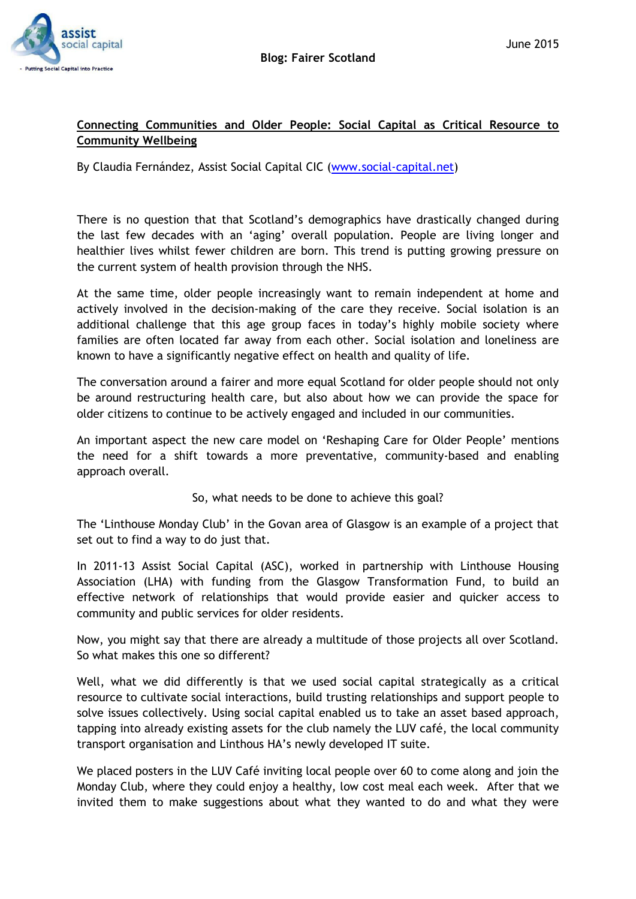June 2015

**Blog: Fairer Scotland**

## Connecting Communities and Older People: Social Capital as Critical Resource to Community Wellbeing

By Claudia Fernández, Assist Social Capital CIC (www.social-capital.net)

There is no question that that Scotland's demographics have drastically changed during the last few decades with an 'aging' overall population. People are living longer and healthier lives whilst fewer children are born. This trend is putting growing pressure on the current system of health provision through the NHS.

At the same time, older people increasingly want to remain independent at home and actively involved in the decision-making of the care they receive. Social isolation is an additional challenge that this age group faces in today's highly mobile society where families are often located far away from each other. Social isolation and loneliness are known to have a significantly negative effect on health and quality of life.

The conversation around a fairer and more equal Scotland for older people should not only be around restructuring health care, but also about how we can provide the space for older citizens to continue to be actively engaged and included in our communities.

An important aspect the new care model on 'Reshaping Care for Older People' mentions the need for a shift towards a more preventative, community-based and enabling approach overall.

So, what needs to be done to achieve this goal?

The 'Linthouse Monday Club' in the Govan area of Glasgow is an example of a project that set out to find a way to do just that.

In 2011-13 Assist Social Capital (ASC), worked in partnership with Linthouse Housing Association (LHA) with funding from the Glasgow Transformation Fund, to build an effective network of relationships that would provide easier and quicker access to community and public services for older residents.

Now, you might say that there are already a multitude of those projects all over Scotland. So what makes this one so different?

Well, what we did differently is that we used social capital strategically as a critical resource to cultivate social interactions, build trusting relationships and support people to solve issues collectively. Using social capital enabled us to take an asset based approach, tapping into already existing assets for the club namely the LUV café, the local community transport organisation and Linthous HA's newly developed IT suite.

We placed posters in the LUV Café inviting local people over 60 to come along and join the Monday Club, where they could enjoy a healthy, low cost meal each week. After that we invited them to make suggestions about what they wanted to do and what they were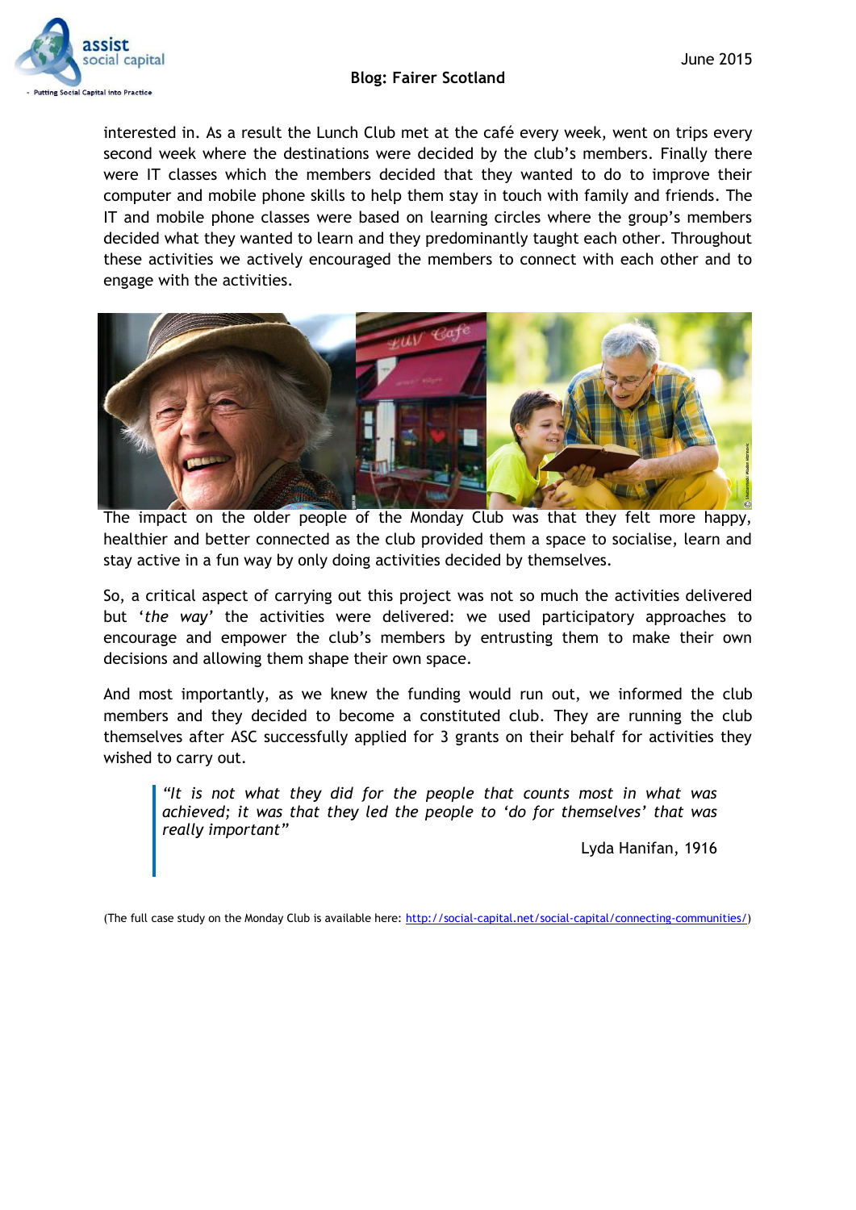interested in. As a result the Lunch Club met at the café every week, went on trips every second week where the destinations were decided by the club's members. Finally there were IT classes which the members decided that they wanted to do to improve their computer and mobile phone skills to help them stay in touch with family and friends. The IT and mobile phone classes were based on learning circles where the group's members decided what they wanted to learn and they predominantly taught each other. Throughout these activities we actively encouraged the members to connect with each other and to engage with the activities.

The impact on the older people of the Monday Club was that they felt more happy, healthier and better connected as the club provided them a space to socialise, learn and stay active in a fun way by only doing activities decided by themselves.

So, a critical aspect of carrying out this project was not so much the activities delivered but '*the way*' the activities were delivered: we used participatory approaches to encourage and empower the club's members by entrusting them to make their own decisions and allowing them shape their own space.

And most importantly, as we knew the funding would run out, we informed the club members and they decided to become a constituted club. They are running the club themselves after ASC successfully applied for 3 grants on their behalf for activities they wished to carry out.

> *"It is not what they did for the people that counts most in what was achieved; it was that they led the people to 'do for themselves' that was really important"*
>
> Lyda Hanifan, 1916

(The full case study on the Monday Club is available here: http://social-capital.net/social-capital/connecting-communities/)